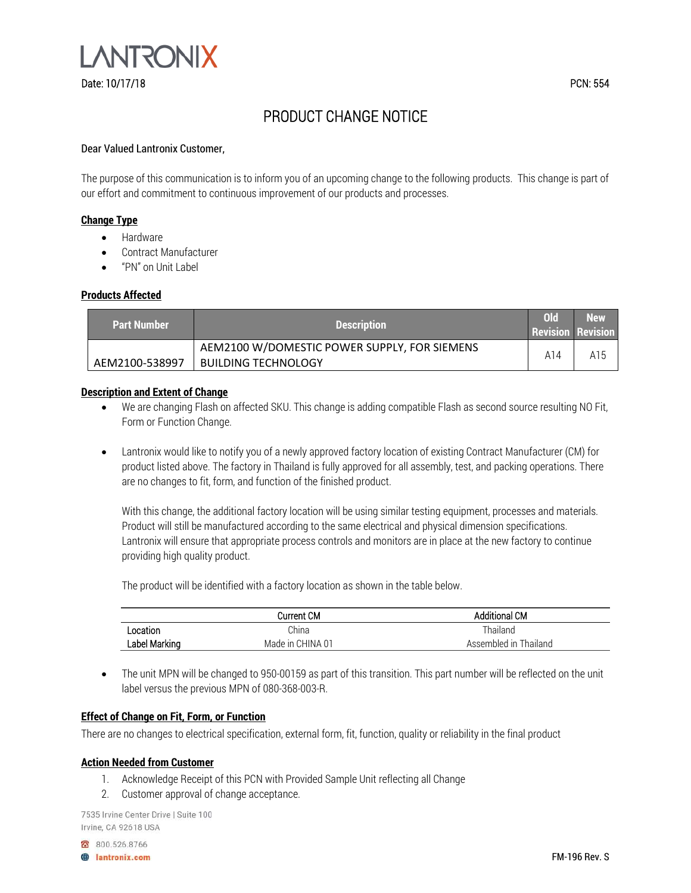LANTRONIX

Date: 10/17/18

PCN: 554

# PRODUCT CHANGE NOTICE

Dear Valued Lantronix Customer,

The purpose of this communication is to inform you of an upcoming change to the following products. This change is part of our effort and commitment to continuous improvement of our products and processes.

## Change Type

- Hardware
- Contract Manufacturer
- "PN" on Unit Label

## Products Affected

| Part Number | Description | Old Revision | New Revision |
|---|---|---|---|
| AEM2100-538997 | AEM2100 W/DOMESTIC POWER SUPPLY, FOR SIEMENS BUILDING TECHNOLOGY | A14 | A15 |

## Description and Extent of Change

- We are changing Flash on affected SKU. This change is adding compatible Flash as second source resulting NO Fit, Form or Function Change.

- Lantronix would like to notify you of a newly approved factory location of existing Contract Manufacturer (CM) for product listed above. The factory in Thailand is fully approved for all assembly, test, and packing operations. There are no changes to fit, form, and function of the finished product.

  With this change, the additional factory location will be using similar testing equipment, processes and materials. Product will still be manufactured according to the same electrical and physical dimension specifications. Lantronix will ensure that appropriate process controls and monitors are in place at the new factory to continue providing high quality product.

  The product will be identified with a factory location as shown in the table below.

| | Current CM | Additional CM |
|---|---|---|
| Location | China | Thailand |
| Label Marking | Made in CHINA 01 | Assembled in Thailand |

- The unit MPN will be changed to 950-00159 as part of this transition. This part number will be reflected on the unit label versus the previous MPN of 080-368-003-R.

## Effect of Change on Fit, Form, or Function

There are no changes to electrical specification, external form, fit, function, quality or reliability in the final product

## Action Needed from Customer

1. Acknowledge Receipt of this PCN with Provided Sample Unit reflecting all Change
2. Customer approval of change acceptance.

7535 Irvine Center Drive | Suite 100
Irvine, CA 92618 USA

800.526.8766
lantronix.com

FM-196 Rev. S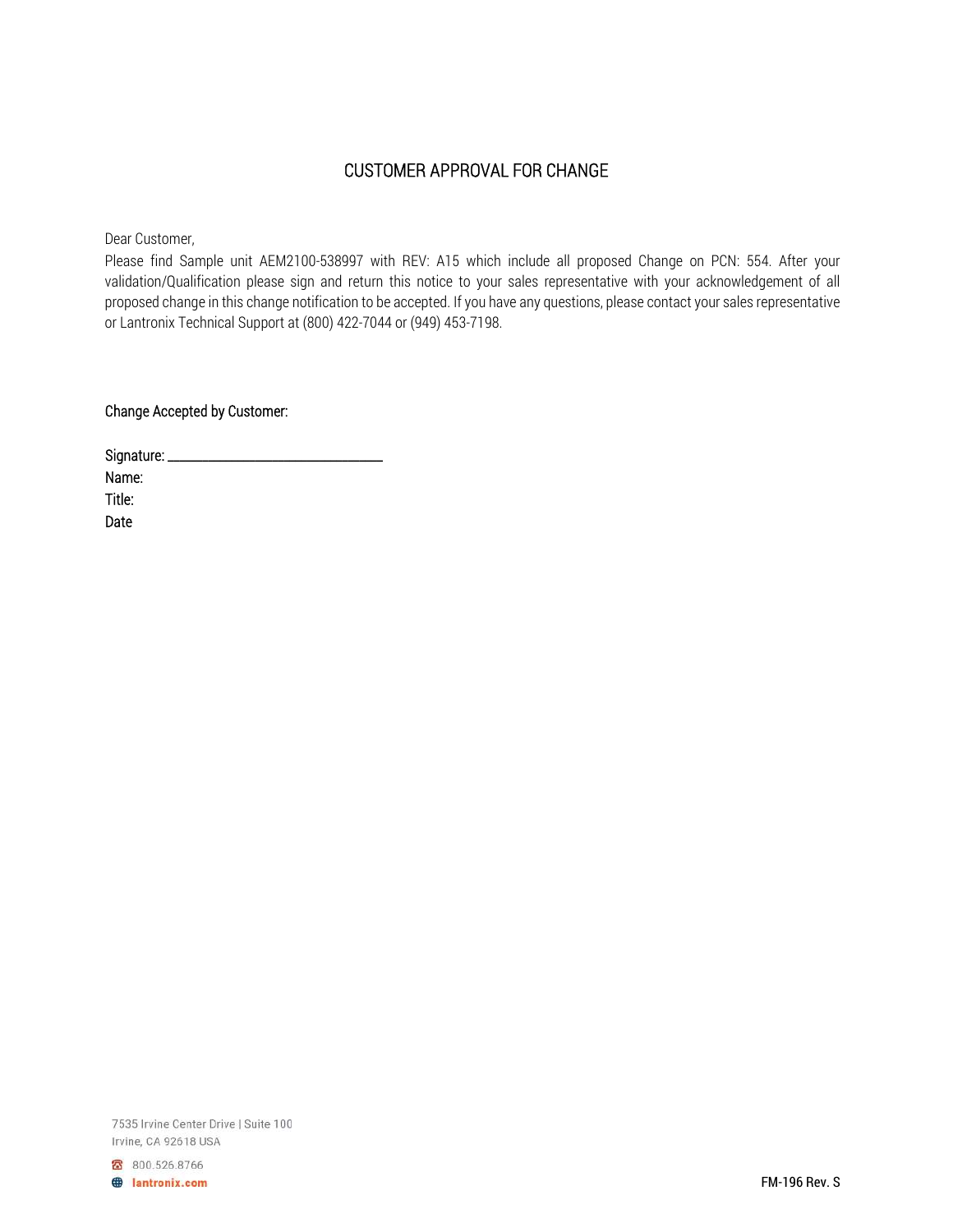# CUSTOMER APPROVAL FOR CHANGE

Dear Customer,

Please find Sample unit AEM2100-538997 with REV: A15 which include all proposed Change on PCN: 554. After your validation/Qualification please sign and return this notice to your sales representative with your acknowledgement of all proposed change in this change notification to be accepted. If you have any questions, please contact your sales representative or Lantronix Technical Support at (800) 422-7044 or (949) 453-7198.

Change Accepted by Customer:

Signature: ______________________________

Name:

Title:

Date

7535 Irvine Center Drive | Suite 100
Irvine, CA 92618 USA

800.526.8766

lantronix.com

FM-196 Rev. S